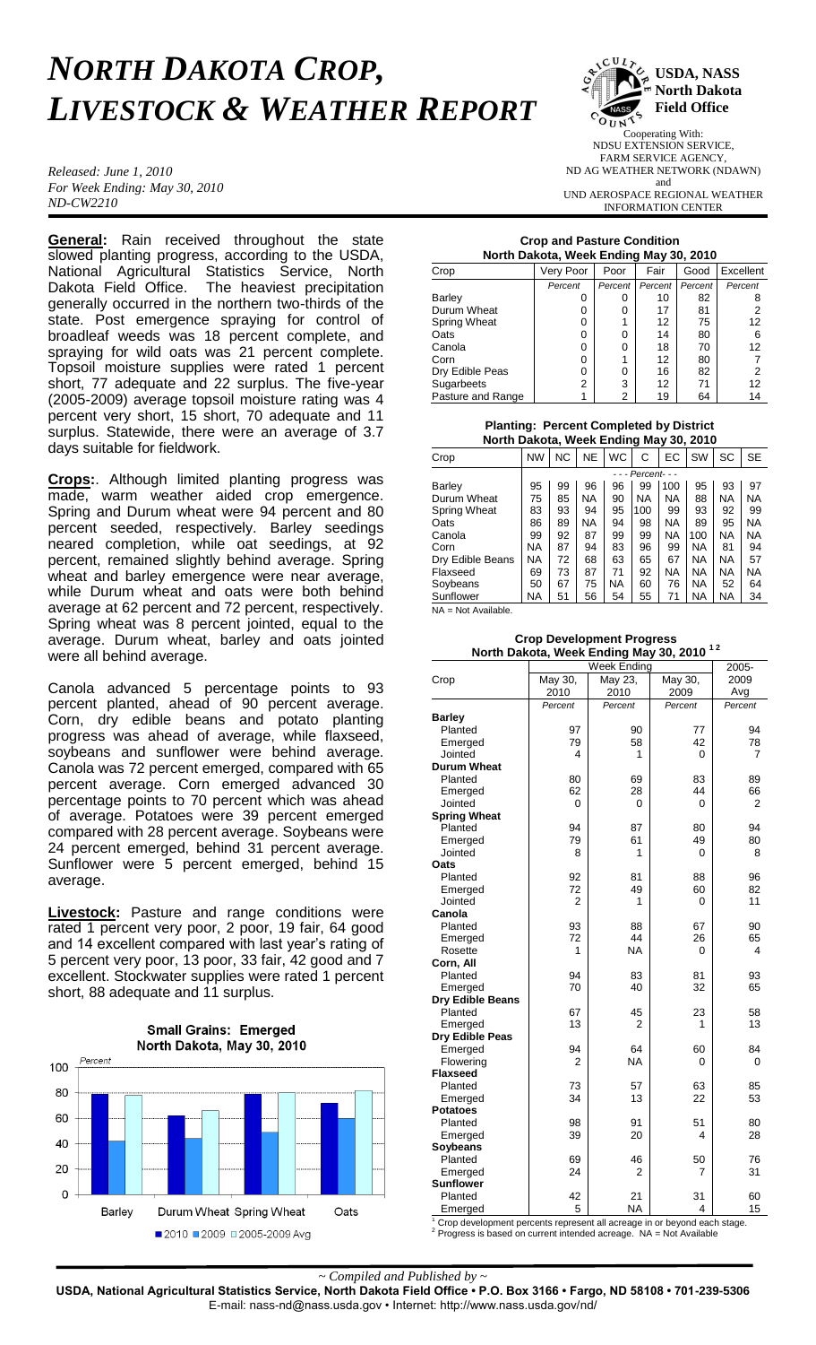# *NORTH DAKOTA CROP, LIVESTOCK & WEATHER REPORT*

**USDA, NASS North Dakota Field Office**

Cooperating With:
NDSU EXTENSION SERVICE,
FARM SERVICE AGENCY,
ND AG WEATHER NETWORK (NDAWN)
and
UND AEROSPACE REGIONAL WEATHER INFORMATION CENTER

*Released: June 1, 2010*
*For Week Ending: May 30, 2010*
*ND-CW2210*

**General:** Rain received throughout the state slowed planting progress, according to the USDA, National Agricultural Statistics Service, North Dakota Field Office. The heaviest precipitation generally occurred in the northern two-thirds of the state. Post emergence spraying for control of broadleaf weeds was 18 percent complete, and spraying for wild oats was 21 percent complete. Topsoil moisture supplies were rated 1 percent short, 77 adequate and 22 surplus. The five-year (2005-2009) average topsoil moisture rating was 4 percent very short, 15 short, 70 adequate and 11 surplus. Statewide, there were an average of 3.7 days suitable for fieldwork.

**Crops:**. Although limited planting progress was made, warm weather aided crop emergence. Spring and Durum wheat were 94 percent and 80 percent seeded, respectively. Barley seedings neared completion, while oat seedings, at 92 percent, remained slightly behind average. Spring wheat and barley emergence were near average, while Durum wheat and oats were both behind average at 62 percent and 72 percent, respectively. Spring wheat was 8 percent jointed, equal to the average. Durum wheat, barley and oats jointed were all behind average.

Canola advanced 5 percentage points to 93 percent planted, ahead of 90 percent average. Corn, dry edible beans and potato planting progress was ahead of average, while flaxseed, soybeans and sunflower were behind average. Canola was 72 percent emerged, compared with 65 percent average. Corn emerged advanced 30 percentage points to 70 percent which was ahead of average. Potatoes were 39 percent emerged compared with 28 percent average. Soybeans were 24 percent emerged, behind 31 percent average. Sunflower were 5 percent emerged, behind 15 average.

**Livestock:** Pasture and range conditions were rated 1 percent very poor, 2 poor, 19 fair, 64 good and 14 excellent compared with last year's rating of 5 percent very poor, 13 poor, 33 fair, 42 good and 7 excellent. Stockwater supplies were rated 1 percent short, 88 adequate and 11 surplus.

**Small Grains: Emerged**
**North Dakota, May 30, 2010**

| Crop | 2010 | 2009 | 2005-2009 Avg |
|---|---|---|---|
| Barley | 79 | 42 | 78 |
| Durum Wheat | 62 | 44 | 66 |
| Spring Wheat | 79 | 49 | 80 |
| Oats | 72 | 60 | 82 |

**Crop and Pasture Condition**
**North Dakota, Week Ending May 30, 2010**

| Crop | Very Poor | Poor | Fair | Good | Excellent |
|---|---|---|---|---|---|
| | *Percent* | *Percent* | *Percent* | *Percent* | *Percent* |
| Barley | 0 | 0 | 10 | 82 | 8 |
| Durum Wheat | 0 | 0 | 17 | 81 | 2 |
| Spring Wheat | 0 | 1 | 12 | 75 | 12 |
| Oats | 0 | 0 | 14 | 80 | 6 |
| Canola | 0 | 0 | 18 | 70 | 12 |
| Corn | 0 | 1 | 12 | 80 | 7 |
| Dry Edible Peas | 0 | 0 | 16 | 82 | 2 |
| Sugarbeets | 2 | 3 | 12 | 71 | 12 |
| Pasture and Range | 1 | 2 | 19 | 64 | 14 |

**Planting: Percent Completed by District**
**North Dakota, Week Ending May 30, 2010**

| Crop | NW | NC | NE | WC | C | EC | SW | SC | SE |
|---|---|---|---|---|---|---|---|---|---|
| | - - - Percent- - - | | | | | | | | |
| Barley | 95 | 99 | 96 | 96 | 99 | 100 | 95 | 93 | 97 |
| Durum Wheat | 75 | 85 | NA | 90 | NA | NA | 88 | NA | NA |
| Spring Wheat | 83 | 93 | 94 | 95 | 100 | 99 | 93 | 92 | 99 |
| Oats | 86 | 89 | NA | 94 | 98 | NA | 89 | 95 | NA |
| Canola | 99 | 92 | 87 | 99 | 99 | NA | 100 | NA | NA |
| Corn | NA | 87 | 94 | 83 | 96 | 99 | NA | 81 | 94 |
| Dry Edible Beans | NA | 72 | 68 | 63 | 65 | 67 | NA | NA | 57 |
| Flaxseed | 69 | 73 | 87 | 71 | 92 | NA | NA | NA | NA |
| Soybeans | 50 | 67 | 75 | NA | 60 | 76 | NA | 52 | 64 |
| Sunflower | NA | 51 | 56 | 54 | 55 | 71 | NA | NA | 34 |

NA = Not Available.

**Crop Development Progress**
**North Dakota, Week Ending May 30, 2010 [1,2]**

| Crop | May 30, 2010 | May 23, 2010 | May 30, 2009 | 2005-2009 Avg |
|---|---|---|---|---|
| | *Percent* | *Percent* | *Percent* | *Percent* |
| **Barley** | | | | |
| Planted | 97 | 90 | 77 | 94 |
| Emerged | 79 | 58 | 42 | 78 |
| Jointed | 4 | 1 | 0 | 7 |
| **Durum Wheat** | | | | |
| Planted | 80 | 69 | 83 | 89 |
| Emerged | 62 | 28 | 44 | 66 |
| Jointed | 0 | 0 | 0 | 2 |
| **Spring Wheat** | | | | |
| Planted | 94 | 87 | 80 | 94 |
| Emerged | 79 | 61 | 49 | 80 |
| Jointed | 8 | 1 | 0 | 8 |
| **Oats** | | | | |
| Planted | 92 | 81 | 88 | 96 |
| Emerged | 72 | 49 | 60 | 82 |
| Jointed | 2 | 1 | 0 | 11 |
| **Canola** | | | | |
| Planted | 93 | 88 | 67 | 90 |
| Emerged | 72 | 44 | 26 | 65 |
| Rosette | 1 | NA | 0 | 4 |
| **Corn, All** | | | | |
| Planted | 94 | 83 | 81 | 93 |
| Emerged | 70 | 40 | 32 | 65 |
| **Dry Edible Beans** | | | | |
| Planted | 67 | 45 | 23 | 58 |
| Emerged | 13 | 2 | 1 | 13 |
| **Dry Edible Peas** | | | | |
| Emerged | 94 | 64 | 60 | 84 |
| Flowering | 2 | NA | 0 | 0 |
| **Flaxseed** | | | | |
| Planted | 73 | 57 | 63 | 85 |
| Emerged | 34 | 13 | 22 | 53 |
| **Potatoes** | | | | |
| Planted | 98 | 91 | 51 | 80 |
| Emerged | 39 | 20 | 4 | 28 |
| **Soybeans** | | | | |
| Planted | 69 | 46 | 50 | 76 |
| Emerged | 24 | 2 | 7 | 31 |
| **Sunflower** | | | | |
| Planted | 42 | 21 | 31 | 60 |
| Emerged | 5 | NA | 4 | 15 |

[1] Crop development percents represent all acreage in or beyond each stage.
[2] Progress is based on current intended acreage. NA = Not Available

*~ Compiled and Published by ~*

**USDA, National Agricultural Statistics Service, North Dakota Field Office • P.O. Box 3166 • Fargo, ND 58108 • 701-239-5306**
E-mail: nass-nd@nass.usda.gov • Internet: http://www.nass.usda.gov/nd/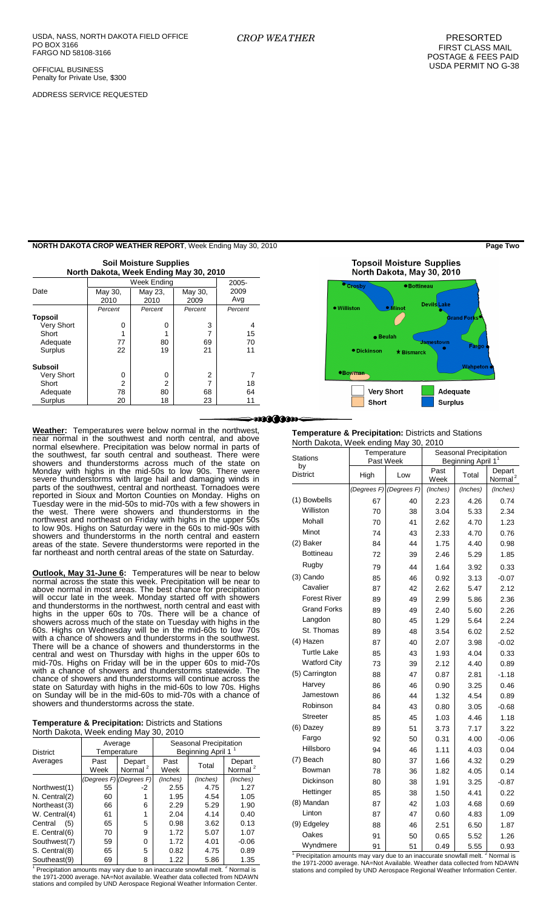USDA, NASS, NORTH DAKOTA FIELD OFFICE
PO BOX 3166
FARGO ND 58108-3166

OFFICIAL BUSINESS
Penalty for Private Use, $300

ADDRESS SERVICE REQUESTED

*CROP WEATHER*

PRESORTED
FIRST CLASS MAIL
POSTAGE & FEES PAID
USDA PERMIT NO G-38

**NORTH DAKOTA CROP WEATHER REPORT**, Week Ending May 30, 2010

**Soil Moisture Supplies**
**North Dakota, Week Ending May 30, 2010**

| Date | Week Ending May 30, 2010 | Week Ending May 23, 2010 | Week Ending May 30, 2009 | 2005-2009 Avg |
|---|---|---|---|---|
| | Percent | Percent | Percent | Percent |
| **Topsoil** | | | | |
| Very Short | 0 | 0 | 3 | 4 |
| Short | 1 | 1 | 7 | 15 |
| Adequate | 77 | 80 | 69 | 70 |
| Surplus | 22 | 19 | 21 | 11 |
| **Subsoil** | | | | |
| Very Short | 0 | 0 | 2 | 7 |
| Short | 2 | 2 | 7 | 18 |
| Adequate | 78 | 80 | 68 | 64 |
| Surplus | 20 | 18 | 23 | 11 |

**Topsoil Moisture Supplies**
**North Dakota, May 30, 2010**

Crosby
Bottineau
Williston
Minot
Devils Lake
Grand Forks
Beulah
Jamestown
Fargo
Dickinson
Bismarck
Wahpeton
Bowman
Very Short
Short
Adequate
Surplus

**Weather:** Temperatures were below normal in the northwest, near normal in the southwest and north central, and above normal elsewhere. Precipitation was below normal in parts of the southwest, far south central and southeast. There were showers and thunderstorms across much of the state on Monday with highs in the mid-50s to low 90s. There were severe thunderstorms with large hail and damaging winds in parts of the southwest, central and northeast. Tornadoes were reported in Sioux and Morton Counties on Monday. Highs on Tuesday were in the mid-50s to mid-70s with a few showers in the west. There were showers and thunderstorms in the northwest and northeast on Friday with highs in the upper 50s to low 90s. Highs on Saturday were in the 60s to mid-90s with showers and thunderstorms in the north central and eastern areas of the state. Severe thunderstorms were reported in the far northeast and north central areas of the state on Saturday.

**Outlook, May 31-June 6:** Temperatures will be near to below normal across the state this week. Precipitation will be near to above normal in most areas. The best chance for precipitation will occur late in the week. Monday started off with showers and thunderstorms in the northwest, north central and east with highs in the upper 60s to 70s. There will be a chance of showers across much of the state on Tuesday with highs in the 60s. Highs on Wednesday will be in the mid-60s to low 70s with a chance of showers and thunderstorms in the southwest. There will be a chance of showers and thunderstorms in the central and west on Thursday with highs in the upper 60s to mid-70s. Highs on Friday will be in the upper 60s to mid-70s with a chance of showers and thunderstorms statewide. The chance of showers and thunderstorms will continue across the state on Saturday with highs in the mid-60s to low 70s. Highs on Sunday will be in the mid-60s to mid-70s with a chance of showers and thunderstorms across the state.

**Temperature & Precipitation:** Districts and Stations
North Dakota, Week ending May 30, 2010

| District Averages | Average Temperature Past Week | Average Temperature Depart Normal [2] | Seasonal Precipitation Beginning April 1 [1] Past Week | Seasonal Precipitation Total | Seasonal Precipitation Depart Normal [2] |
|---|---|---|---|---|---|
| | (Degrees F) | (Degrees F) | (Inches) | (Inches) | (Inches) |
| Northwest(1) | 55 | -2 | 2.55 | 4.75 | 1.27 |
| N. Central(2) | 60 | 1 | 1.95 | 4.54 | 1.05 |
| Northeast(3) | 66 | 6 | 2.29 | 5.29 | 1.90 |
| W. Central(4) | 61 | 1 | 2.04 | 4.14 | 0.40 |
| Central (5) | 65 | 5 | 0.98 | 3.62 | 0.13 |
| E. Central(6) | 70 | 9 | 1.72 | 5.07 | 1.07 |
| Southwest(7) | 59 | 0 | 1.72 | 4.01 | -0.06 |
| S. Central(8) | 65 | 5 | 0.82 | 4.75 | 0.89 |
| Southeast(9) | 69 | 8 | 1.22 | 5.86 | 1.35 |

[1] Precipitation amounts may vary due to an inaccurate snowfall melt. [2] Normal is the 1971-2000 average. NA=Not available. Weather data collected from NDAWN stations and compiled by UND Aerospace Regional Weather Information Center.

**Temperature & Precipitation:** Districts and Stations
North Dakota, Week ending May 30, 2010

| Stations by District | Temperature Past Week High | Temperature Past Week Low | Seasonal Precipitation Beginning April 1 [1] Past Week | Seasonal Precipitation Total | Seasonal Precipitation Depart Normal [2] |
|---|---|---|---|---|---|
| | (Degrees F) | (Degrees F) | (Inches) | (Inches) | (Inches) |
| (1) Bowbells | 67 | 40 | 2.23 | 4.26 | 0.74 |
| Williston | 70 | 38 | 3.04 | 5.33 | 2.34 |
| Mohall | 70 | 41 | 2.62 | 4.70 | 1.23 |
| Minot | 74 | 43 | 2.33 | 4.70 | 0.76 |
| (2) Baker | 84 | 44 | 1.75 | 4.40 | 0.98 |
| Bottineau | 72 | 39 | 2.46 | 5.29 | 1.85 |
| Rugby | 79 | 44 | 1.64 | 3.92 | 0.33 |
| (3) Cando | 85 | 46 | 0.92 | 3.13 | -0.07 |
| Cavalier | 87 | 42 | 2.62 | 5.47 | 2.12 |
| Forest River | 89 | 49 | 2.99 | 5.86 | 2.36 |
| Grand Forks | 89 | 49 | 2.40 | 5.60 | 2.26 |
| Langdon | 80 | 45 | 1.29 | 5.64 | 2.24 |
| St. Thomas | 89 | 48 | 3.54 | 6.02 | 2.52 |
| (4) Hazen | 87 | 40 | 2.07 | 3.98 | -0.02 |
| Turtle Lake | 85 | 43 | 1.93 | 4.04 | 0.33 |
| Watford City | 73 | 39 | 2.12 | 4.40 | 0.89 |
| (5) Carrington | 88 | 47 | 0.87 | 2.81 | -1.18 |
| Harvey | 86 | 46 | 0.90 | 3.25 | 0.46 |
| Jamestown | 86 | 44 | 1.32 | 4.54 | 0.89 |
| Robinson | 84 | 43 | 0.80 | 3.05 | -0.68 |
| Streeter | 85 | 45 | 1.03 | 4.46 | 1.18 |
| (6) Dazey | 89 | 51 | 3.73 | 7.17 | 3.22 |
| Fargo | 92 | 50 | 0.31 | 4.00 | -0.06 |
| Hillsboro | 94 | 46 | 1.11 | 4.03 | 0.04 |
| (7) Beach | 80 | 37 | 1.66 | 4.32 | 0.29 |
| Bowman | 78 | 36 | 1.82 | 4.05 | 0.14 |
| Dickinson | 80 | 38 | 1.91 | 3.25 | -0.87 |
| Hettinger | 85 | 38 | 1.50 | 4.41 | 0.22 |
| (8) Mandan | 87 | 42 | 1.03 | 4.68 | 0.69 |
| Linton | 87 | 47 | 0.60 | 4.83 | 1.09 |
| (9) Edgeley | 88 | 46 | 2.51 | 6.50 | 1.87 |
| Oakes | 91 | 50 | 0.65 | 5.52 | 1.26 |
| Wyndmere | 91 | 51 | 0.49 | 5.55 | 0.93 |

[1] Precipitation amounts may vary due to an inaccurate snowfall melt. [2] Normal is the 1971-2000 average. NA=Not Available. Weather data collected from NDAWN stations and compiled by UND Aerospace Regional Weather Information Center.